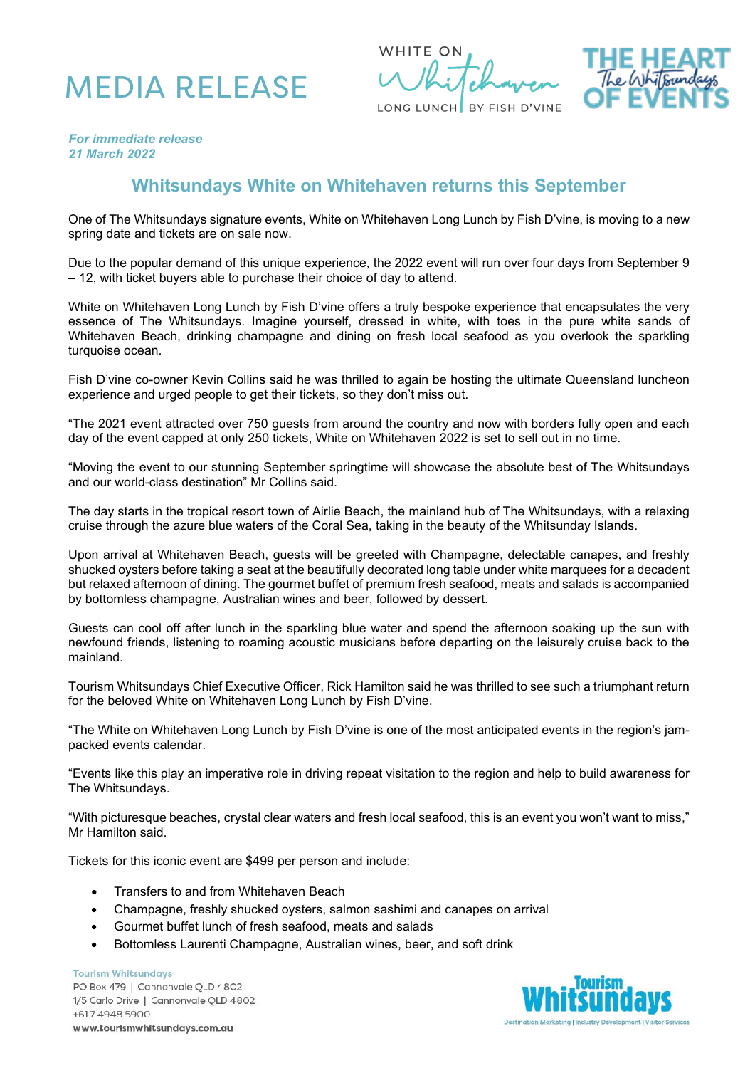# MEDIA RELEASE

*For immediate release*
*21 March 2022*

## Whitsundays White on Whitehaven returns this September

One of The Whitsundays signature events, White on Whitehaven Long Lunch by Fish D'vine, is moving to a new spring date and tickets are on sale now.

Due to the popular demand of this unique experience, the 2022 event will run over four days from September 9 – 12, with ticket buyers able to purchase their choice of day to attend.

White on Whitehaven Long Lunch by Fish D'vine offers a truly bespoke experience that encapsulates the very essence of The Whitsundays. Imagine yourself, dressed in white, with toes in the pure white sands of Whitehaven Beach, drinking champagne and dining on fresh local seafood as you overlook the sparkling turquoise ocean.

Fish D'vine co-owner Kevin Collins said he was thrilled to again be hosting the ultimate Queensland luncheon experience and urged people to get their tickets, so they don't miss out.

"The 2021 event attracted over 750 guests from around the country and now with borders fully open and each day of the event capped at only 250 tickets, White on Whitehaven 2022 is set to sell out in no time.

"Moving the event to our stunning September springtime will showcase the absolute best of The Whitsundays and our world-class destination" Mr Collins said.

The day starts in the tropical resort town of Airlie Beach, the mainland hub of The Whitsundays, with a relaxing cruise through the azure blue waters of the Coral Sea, taking in the beauty of the Whitsunday Islands.

Upon arrival at Whitehaven Beach, guests will be greeted with Champagne, delectable canapes, and freshly shucked oysters before taking a seat at the beautifully decorated long table under white marquees for a decadent but relaxed afternoon of dining. The gourmet buffet of premium fresh seafood, meats and salads is accompanied by bottomless champagne, Australian wines and beer, followed by dessert.

Guests can cool off after lunch in the sparkling blue water and spend the afternoon soaking up the sun with newfound friends, listening to roaming acoustic musicians before departing on the leisurely cruise back to the mainland.

Tourism Whitsundays Chief Executive Officer, Rick Hamilton said he was thrilled to see such a triumphant return for the beloved White on Whitehaven Long Lunch by Fish D'vine.

"The White on Whitehaven Long Lunch by Fish D'vine is one of the most anticipated events in the region's jam-packed events calendar.

"Events like this play an imperative role in driving repeat visitation to the region and help to build awareness for The Whitsundays.

"With picturesque beaches, crystal clear waters and fresh local seafood, this is an event you won't want to miss," Mr Hamilton said.

Tickets for this iconic event are $499 per person and include:

- Transfers to and from Whitehaven Beach
- Champagne, freshly shucked oysters, salmon sashimi and canapes on arrival
- Gourmet buffet lunch of fresh seafood, meats and salads
- Bottomless Laurenti Champagne, Australian wines, beer, and soft drink

Tourism Whitsundays
PO Box 479 | Cannonvale QLD 4802
1/5 Carlo Drive | Cannonvale QLD 4802
+617 4948 5900
www.tourismwhitsundays.com.au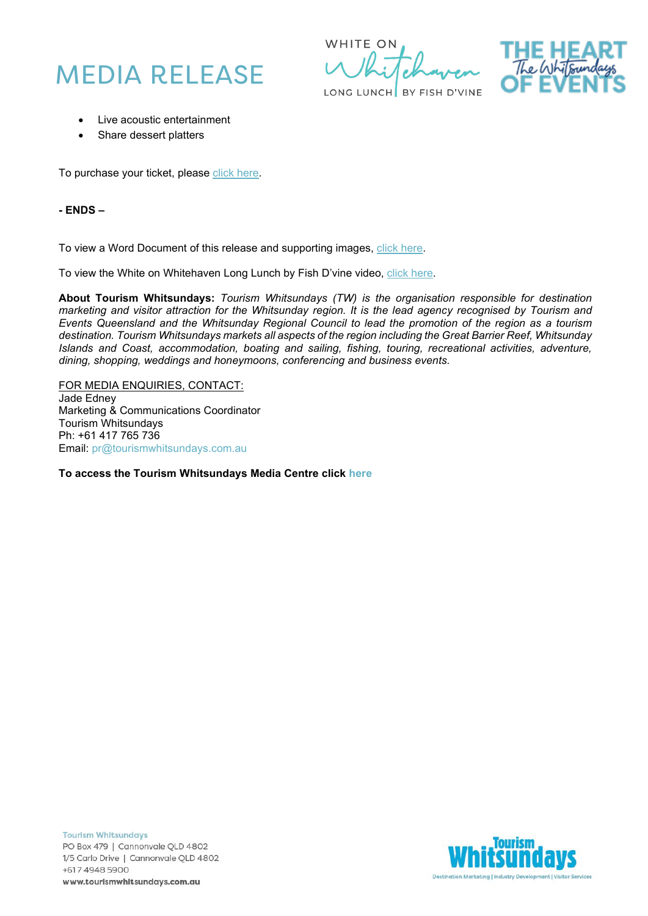- Live acoustic entertainment
- Share dessert platters

To purchase your ticket, please click here.

**- ENDS –**

To view a Word Document of this release and supporting images, click here.

To view the White on Whitehaven Long Lunch by Fish D'vine video, click here.

**About Tourism Whitsundays:** *Tourism Whitsundays (TW) is the organisation responsible for destination marketing and visitor attraction for the Whitsunday region. It is the lead agency recognised by Tourism and Events Queensland and the Whitsunday Regional Council to lead the promotion of the region as a tourism destination. Tourism Whitsundays markets all aspects of the region including the Great Barrier Reef, Whitsunday Islands and Coast, accommodation, boating and sailing, fishing, touring, recreational activities, adventure, dining, shopping, weddings and honeymoons, conferencing and business events.*

FOR MEDIA ENQUIRIES, CONTACT:
Jade Edney
Marketing & Communications Coordinator
Tourism Whitsundays
Ph: +61 417 765 736
Email: pr@tourismwhitsundays.com.au

**To access the Tourism Whitsundays Media Centre click here**